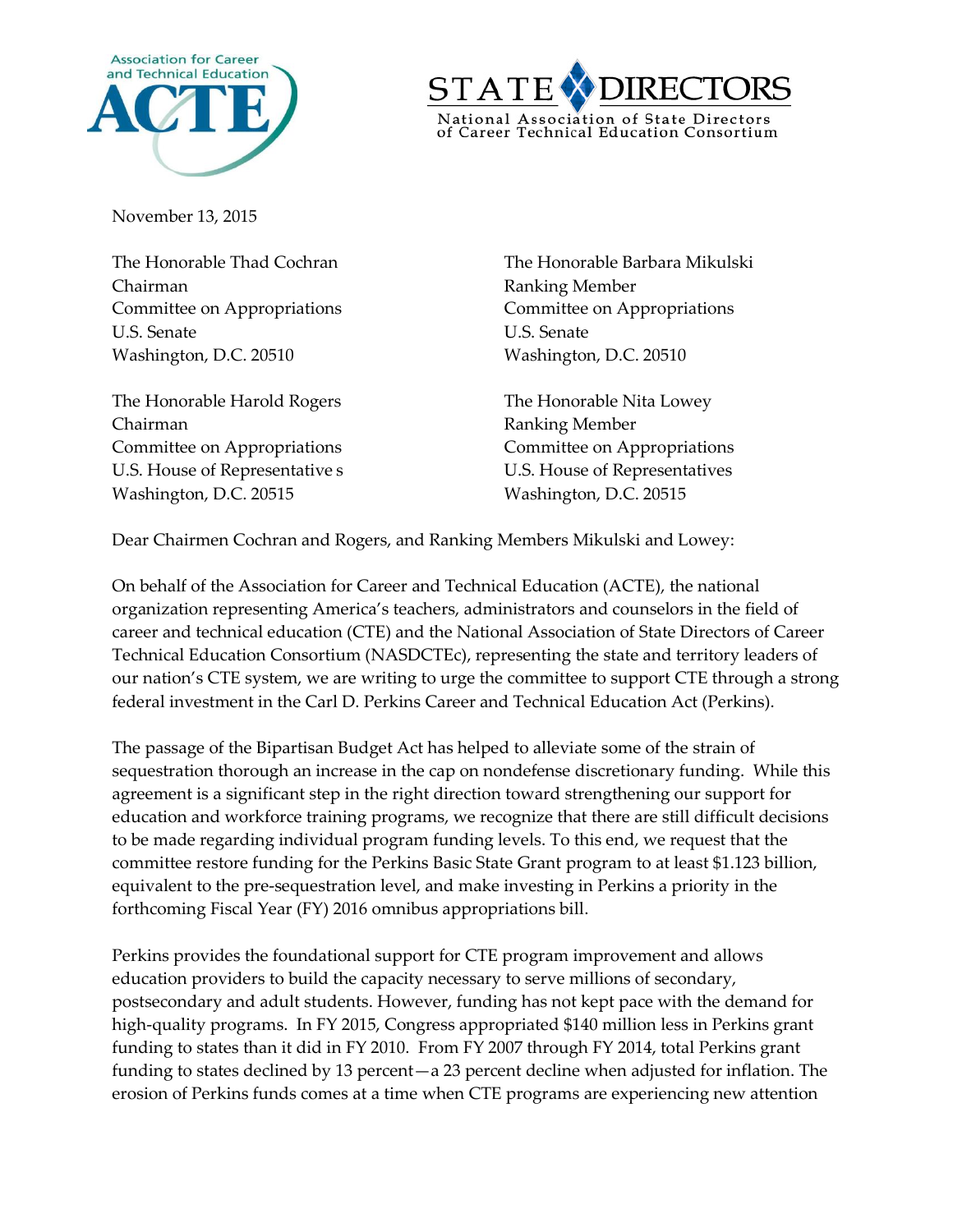Association for Career and Technical Education
ACTE

STATE DIRECTORS
National Association of State Directors of Career Technical Education Consortium

November 13, 2015

The Honorable Thad Cochran
Chairman
Committee on Appropriations
U.S. Senate
Washington, D.C. 20510

The Honorable Barbara Mikulski
Ranking Member
Committee on Appropriations
U.S. Senate
Washington, D.C. 20510

The Honorable Harold Rogers
Chairman
Committee on Appropriations
U.S. House of Representative s
Washington, D.C. 20515

The Honorable Nita Lowey
Ranking Member
Committee on Appropriations
U.S. House of Representatives
Washington, D.C. 20515

Dear Chairmen Cochran and Rogers, and Ranking Members Mikulski and Lowey:

On behalf of the Association for Career and Technical Education (ACTE), the national organization representing America's teachers, administrators and counselors in the field of career and technical education (CTE) and the National Association of State Directors of Career Technical Education Consortium (NASDCTEc), representing the state and territory leaders of our nation's CTE system, we are writing to urge the committee to support CTE through a strong federal investment in the Carl D. Perkins Career and Technical Education Act (Perkins).

The passage of the Bipartisan Budget Act has helped to alleviate some of the strain of sequestration thorough an increase in the cap on nondefense discretionary funding. While this agreement is a significant step in the right direction toward strengthening our support for education and workforce training programs, we recognize that there are still difficult decisions to be made regarding individual program funding levels. To this end, we request that the committee restore funding for the Perkins Basic State Grant program to at least $1.123 billion, equivalent to the pre-sequestration level, and make investing in Perkins a priority in the forthcoming Fiscal Year (FY) 2016 omnibus appropriations bill.

Perkins provides the foundational support for CTE program improvement and allows education providers to build the capacity necessary to serve millions of secondary, postsecondary and adult students. However, funding has not kept pace with the demand for high-quality programs. In FY 2015, Congress appropriated $140 million less in Perkins grant funding to states than it did in FY 2010. From FY 2007 through FY 2014, total Perkins grant funding to states declined by 13 percent—a 23 percent decline when adjusted for inflation. The erosion of Perkins funds comes at a time when CTE programs are experiencing new attention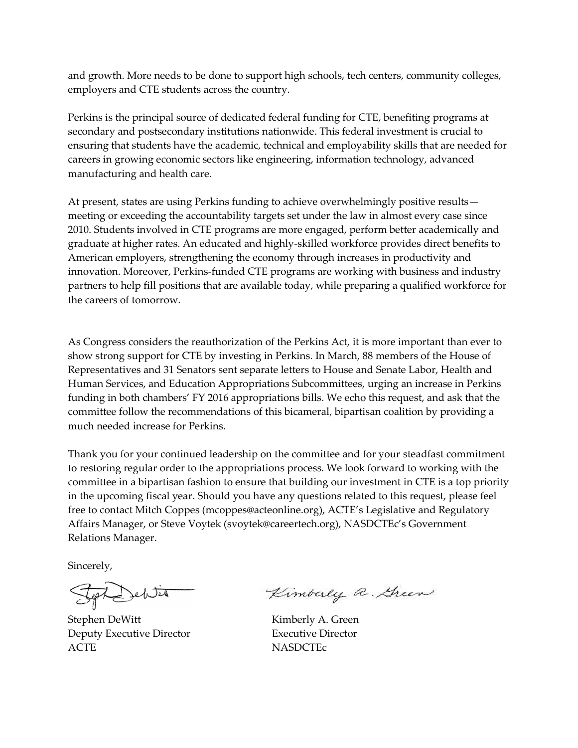and growth. More needs to be done to support high schools, tech centers, community colleges, employers and CTE students across the country.

Perkins is the principal source of dedicated federal funding for CTE, benefiting programs at secondary and postsecondary institutions nationwide. This federal investment is crucial to ensuring that students have the academic, technical and employability skills that are needed for careers in growing economic sectors like engineering, information technology, advanced manufacturing and health care.

At present, states are using Perkins funding to achieve overwhelmingly positive results—meeting or exceeding the accountability targets set under the law in almost every case since 2010. Students involved in CTE programs are more engaged, perform better academically and graduate at higher rates. An educated and highly-skilled workforce provides direct benefits to American employers, strengthening the economy through increases in productivity and innovation. Moreover, Perkins-funded CTE programs are working with business and industry partners to help fill positions that are available today, while preparing a qualified workforce for the careers of tomorrow.

As Congress considers the reauthorization of the Perkins Act, it is more important than ever to show strong support for CTE by investing in Perkins. In March, 88 members of the House of Representatives and 31 Senators sent separate letters to House and Senate Labor, Health and Human Services, and Education Appropriations Subcommittees, urging an increase in Perkins funding in both chambers' FY 2016 appropriations bills. We echo this request, and ask that the committee follow the recommendations of this bicameral, bipartisan coalition by providing a much needed increase for Perkins.

Thank you for your continued leadership on the committee and for your steadfast commitment to restoring regular order to the appropriations process. We look forward to working with the committee in a bipartisan fashion to ensure that building our investment in CTE is a top priority in the upcoming fiscal year. Should you have any questions related to this request, please feel free to contact Mitch Coppes (mcoppes@acteonline.org), ACTE's Legislative and Regulatory Affairs Manager, or Steve Voytek (svoytek@careertech.org), NASDCTEc's Government Relations Manager.

Sincerely,

Stephen DeWitt
Deputy Executive Director
ACTE

Kimberly A. Green
Executive Director
NASDCTEc